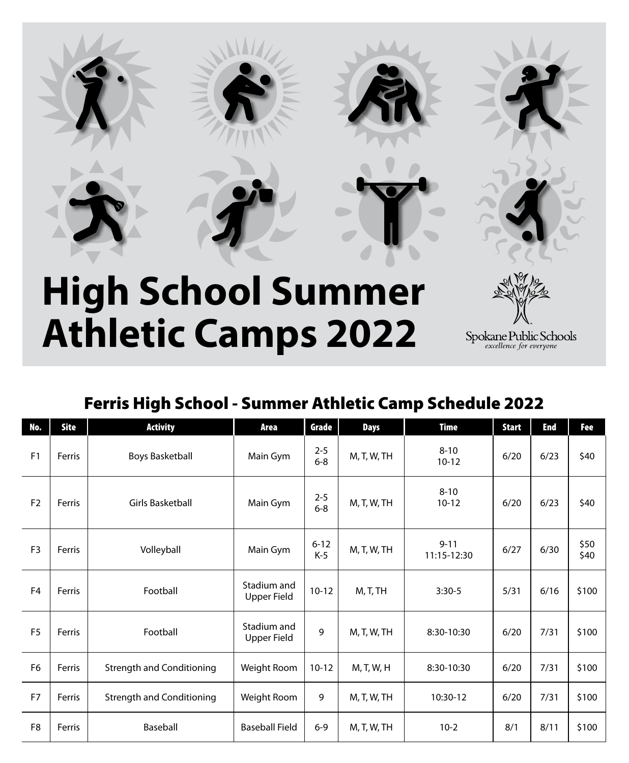# High School Summer Athletic Camps 2022

Spokane Public Schools
*excellence for everyone*

## Ferris High School - Summer Athletic Camp Schedule 2022

| No. | Site | Activity | Area | Grade | Days | Time | Start | End | Fee |
|---|---|---|---|---|---|---|---|---|---|
| F1 | Ferris | Boys Basketball | Main Gym | 2-5<br>6-8 | M, T, W, TH | 8-10<br>10-12 | 6/20 | 6/23 | $40 |
| F2 | Ferris | Girls Basketball | Main Gym | 2-5<br>6-8 | M, T, W, TH | 8-10<br>10-12 | 6/20 | 6/23 | $40 |
| F3 | Ferris | Volleyball | Main Gym | 6-12<br>K-5 | M, T, W, TH | 9-11<br>11:15-12:30 | 6/27 | 6/30 | $50<br>$40 |
| F4 | Ferris | Football | Stadium and Upper Field | 10-12 | M, T, TH | 3:30-5 | 5/31 | 6/16 | $100 |
| F5 | Ferris | Football | Stadium and Upper Field | 9 | M, T, W, TH | 8:30-10:30 | 6/20 | 7/31 | $100 |
| F6 | Ferris | Strength and Conditioning | Weight Room | 10-12 | M, T, W, H | 8:30-10:30 | 6/20 | 7/31 | $100 |
| F7 | Ferris | Strength and Conditioning | Weight Room | 9 | M, T, W, TH | 10:30-12 | 6/20 | 7/31 | $100 |
| F8 | Ferris | Baseball | Baseball Field | 6-9 | M, T, W, TH | 10-2 | 8/1 | 8/11 | $100 |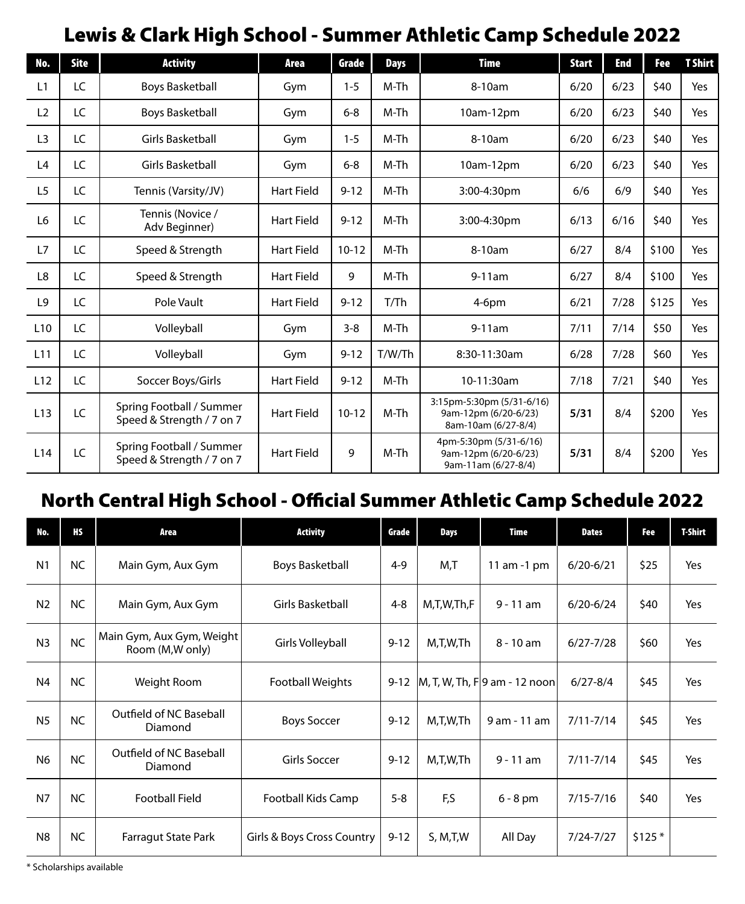# Lewis & Clark High School - Summer Athletic Camp Schedule 2022

| No. | Site | Activity | Area | Grade | Days | Time | Start | End | Fee | T Shirt |
|---|---|---|---|---|---|---|---|---|---|---|
| L1 | LC | Boys Basketball | Gym | 1-5 | M-Th | 8-10am | 6/20 | 6/23 | $40 | Yes |
| L2 | LC | Boys Basketball | Gym | 6-8 | M-Th | 10am-12pm | 6/20 | 6/23 | $40 | Yes |
| L3 | LC | Girls Basketball | Gym | 1-5 | M-Th | 8-10am | 6/20 | 6/23 | $40 | Yes |
| L4 | LC | Girls Basketball | Gym | 6-8 | M-Th | 10am-12pm | 6/20 | 6/23 | $40 | Yes |
| L5 | LC | Tennis (Varsity/JV) | Hart Field | 9-12 | M-Th | 3:00-4:30pm | 6/6 | 6/9 | $40 | Yes |
| L6 | LC | Tennis (Novice / Adv Beginner) | Hart Field | 9-12 | M-Th | 3:00-4:30pm | 6/13 | 6/16 | $40 | Yes |
| L7 | LC | Speed & Strength | Hart Field | 10-12 | M-Th | 8-10am | 6/27 | 8/4 | $100 | Yes |
| L8 | LC | Speed & Strength | Hart Field | 9 | M-Th | 9-11am | 6/27 | 8/4 | $100 | Yes |
| L9 | LC | Pole Vault | Hart Field | 9-12 | T/Th | 4-6pm | 6/21 | 7/28 | $125 | Yes |
| L10 | LC | Volleyball | Gym | 3-8 | M-Th | 9-11am | 7/11 | 7/14 | $50 | Yes |
| L11 | LC | Volleyball | Gym | 9-12 | T/W/Th | 8:30-11:30am | 6/28 | 7/28 | $60 | Yes |
| L12 | LC | Soccer Boys/Girls | Hart Field | 9-12 | M-Th | 10-11:30am | 7/18 | 7/21 | $40 | Yes |
| L13 | LC | Spring Football / Summer Speed & Strength / 7 on 7 | Hart Field | 10-12 | M-Th | 3:15pm-5:30pm (5/31-6/16) 9am-12pm (6/20-6/23) 8am-10am (6/27-8/4) | **5/31** | 8/4 | $200 | Yes |
| L14 | LC | Spring Football / Summer Speed & Strength / 7 on 7 | Hart Field | 9 | M-Th | 4pm-5:30pm (5/31-6/16) 9am-12pm (6/20-6/23) 9am-11am (6/27-8/4) | **5/31** | 8/4 | $200 | Yes |

# North Central High School - Official Summer Athletic Camp Schedule 2022

| No. | HS | Area | Activity | Grade | Days | Time | Dates | Fee | T-Shirt |
|---|---|---|---|---|---|---|---|---|---|
| N1 | NC | Main Gym, Aux Gym | Boys Basketball | 4-9 | M,T | 11 am -1 pm | 6/20-6/21 | $25 | Yes |
| N2 | NC | Main Gym, Aux Gym | Girls Basketball | 4-8 | M,T,W,Th,F | 9 - 11 am | 6/20-6/24 | $40 | Yes |
| N3 | NC | Main Gym, Aux Gym, Weight Room (M,W only) | Girls Volleyball | 9-12 | M,T,W,Th | 8 - 10 am | 6/27-7/28 | $60 | Yes |
| N4 | NC | Weight Room | Football Weights | 9-12 | M, T, W, Th, F | 9 am - 12 noon | 6/27-8/4 | $45 | Yes |
| N5 | NC | Outfield of NC Baseball Diamond | Boys Soccer | 9-12 | M,T,W,Th | 9 am - 11 am | 7/11-7/14 | $45 | Yes |
| N6 | NC | Outfield of NC Baseball Diamond | Girls Soccer | 9-12 | M,T,W,Th | 9 - 11 am | 7/11-7/14 | $45 | Yes |
| N7 | NC | Football Field | Football Kids Camp | 5-8 | F,S | 6 - 8 pm | 7/15-7/16 | $40 | Yes |
| N8 | NC | Farragut State Park | Girls & Boys Cross Country | 9-12 | S, M,T,W | All Day | 7/24-7/27 | $125 * | |

* Scholarships available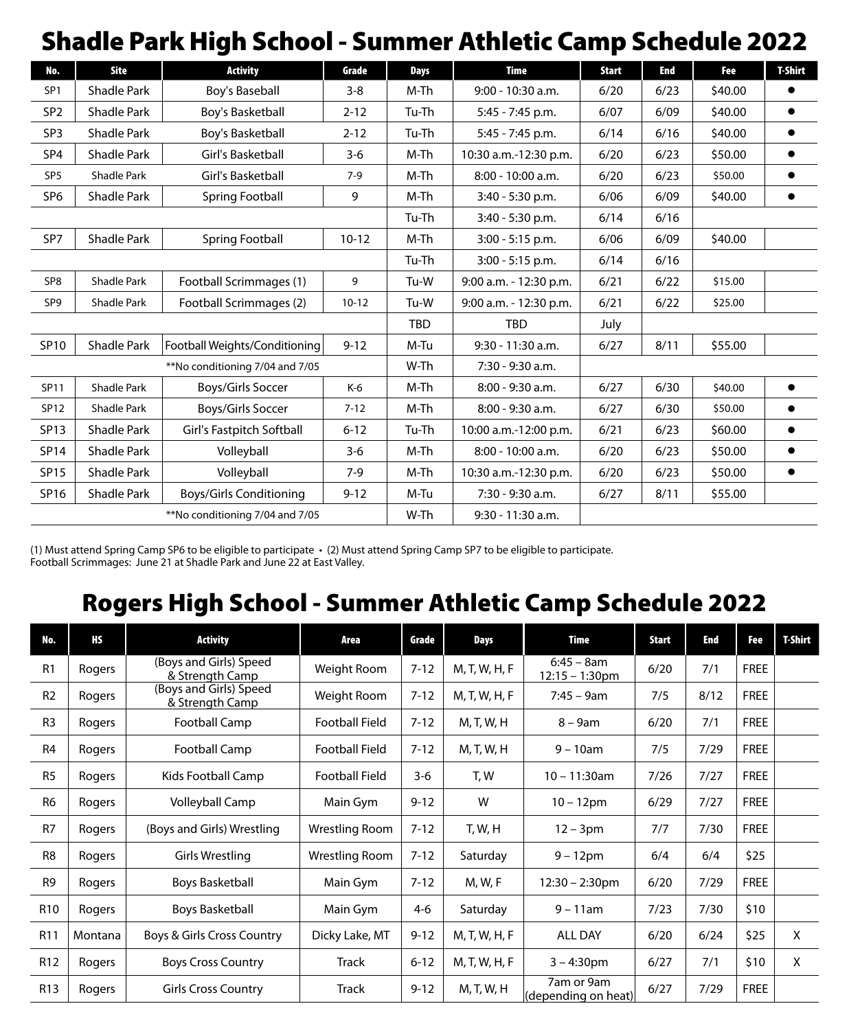# Shadle Park High School - Summer Athletic Camp Schedule 2022

| No. | Site | Activity | Grade | Days | Time | Start | End | Fee | T-Shirt |
|---|---|---|---|---|---|---|---|---|---|
| SP1 | Shadle Park | Boy's Baseball | 3-8 | M-Th | 9:00 - 10:30 a.m. | 6/20 | 6/23 | $40.00 | ● |
| SP2 | Shadle Park | Boy's Basketball | 2-12 | Tu-Th | 5:45 - 7:45 p.m. | 6/07 | 6/09 | $40.00 | ● |
| SP3 | Shadle Park | Boy's Basketball | 2-12 | Tu-Th | 5:45 - 7:45 p.m. | 6/14 | 6/16 | $40.00 | ● |
| SP4 | Shadle Park | Girl's Basketball | 3-6 | M-Th | 10:30 a.m.-12:30 p.m. | 6/20 | 6/23 | $50.00 | ● |
| SP5 | Shadle Park | Girl's Basketball | 7-9 | M-Th | 8:00 - 10:00 a.m. | 6/20 | 6/23 | $50.00 | ● |
| SP6 | Shadle Park | Spring Football | 9 | M-Th | 3:40 - 5:30 p.m. | 6/06 | 6/09 | $40.00 | ● |
| | | | | Tu-Th | 3:40 - 5:30 p.m. | 6/14 | 6/16 | | |
| SP7 | Shadle Park | Spring Football | 10-12 | M-Th | 3:00 - 5:15 p.m. | 6/06 | 6/09 | $40.00 | |
| | | | | Tu-Th | 3:00 - 5:15 p.m. | 6/14 | 6/16 | | |
| SP8 | Shadle Park | Football Scrimmages (1) | 9 | Tu-W | 9:00 a.m. - 12:30 p.m. | 6/21 | 6/22 | $15.00 | |
| SP9 | Shadle Park | Football Scrimmages (2) | 10-12 | Tu-W | 9:00 a.m. - 12:30 p.m. | 6/21 | 6/22 | $25.00 | |
| | | | | TBD | TBD | July | | | |
| SP10 | Shadle Park | Football Weights/Conditioning | 9-12 | M-Tu | 9:30 - 11:30 a.m. | 6/27 | 8/11 | $55.00 | |
| | | **No conditioning 7/04 and 7/05 | | W-Th | 7:30 - 9:30 a.m. | | | | |
| SP11 | Shadle Park | Boys/Girls Soccer | K-6 | M-Th | 8:00 - 9:30 a.m. | 6/27 | 6/30 | $40.00 | ● |
| SP12 | Shadle Park | Boys/Girls Soccer | 7-12 | M-Th | 8:00 - 9:30 a.m. | 6/27 | 6/30 | $50.00 | ● |
| SP13 | Shadle Park | Girl's Fastpitch Softball | 6-12 | Tu-Th | 10:00 a.m.-12:00 p.m. | 6/21 | 6/23 | $60.00 | ● |
| SP14 | Shadle Park | Volleyball | 3-6 | M-Th | 8:00 - 10:00 a.m. | 6/20 | 6/23 | $50.00 | ● |
| SP15 | Shadle Park | Volleyball | 7-9 | M-Th | 10:30 a.m.-12:30 p.m. | 6/20 | 6/23 | $50.00 | ● |
| SP16 | Shadle Park | Boys/Girls Conditioning | 9-12 | M-Tu | 7:30 - 9:30 a.m. | 6/27 | 8/11 | $55.00 | |
| | | **No conditioning 7/04 and 7/05 | | W-Th | 9:30 - 11:30 a.m. | | | | |

(1) Must attend Spring Camp SP6 to be eligible to participate • (2) Must attend Spring Camp SP7 to be eligible to participate.
Football Scrimmages: June 21 at Shadle Park and June 22 at East Valley.

# Rogers High School - Summer Athletic Camp Schedule 2022

| No. | HS | Activity | Area | Grade | Days | Time | Start | End | Fee | T-Shirt |
|---|---|---|---|---|---|---|---|---|---|---|
| R1 | Rogers | (Boys and Girls) Speed & Strength Camp | Weight Room | 7-12 | M, T, W, H, F | 6:45 – 8am<br>12:15 – 1:30pm | 6/20 | 7/1 | FREE | |
| R2 | Rogers | (Boys and Girls) Speed & Strength Camp | Weight Room | 7-12 | M, T, W, H, F | 7:45 – 9am | 7/5 | 8/12 | FREE | |
| R3 | Rogers | Football Camp | Football Field | 7-12 | M, T, W, H | 8 – 9am | 6/20 | 7/1 | FREE | |
| R4 | Rogers | Football Camp | Football Field | 7-12 | M, T, W, H | 9 – 10am | 7/5 | 7/29 | FREE | |
| R5 | Rogers | Kids Football Camp | Football Field | 3-6 | T, W | 10 – 11:30am | 7/26 | 7/27 | FREE | |
| R6 | Rogers | Volleyball Camp | Main Gym | 9-12 | W | 10 – 12pm | 6/29 | 7/27 | FREE | |
| R7 | Rogers | (Boys and Girls) Wrestling | Wrestling Room | 7-12 | T, W, H | 12 – 3pm | 7/7 | 7/30 | FREE | |
| R8 | Rogers | Girls Wrestling | Wrestling Room | 7-12 | Saturday | 9 – 12pm | 6/4 | 6/4 | $25 | |
| R9 | Rogers | Boys Basketball | Main Gym | 7-12 | M, W, F | 12:30 – 2:30pm | 6/20 | 7/29 | FREE | |
| R10 | Rogers | Boys Basketball | Main Gym | 4-6 | Saturday | 9 – 11am | 7/23 | 7/30 | $10 | |
| R11 | Montana | Boys & Girls Cross Country | Dicky Lake, MT | 9-12 | M, T, W, H, F | ALL DAY | 6/20 | 6/24 | $25 | X |
| R12 | Rogers | Boys Cross Country | Track | 6-12 | M, T, W, H, F | 3 – 4:30pm | 6/27 | 7/1 | $10 | X |
| R13 | Rogers | Girls Cross Country | Track | 9-12 | M, T, W, H | 7am or 9am (depending on heat) | 6/27 | 7/29 | FREE | |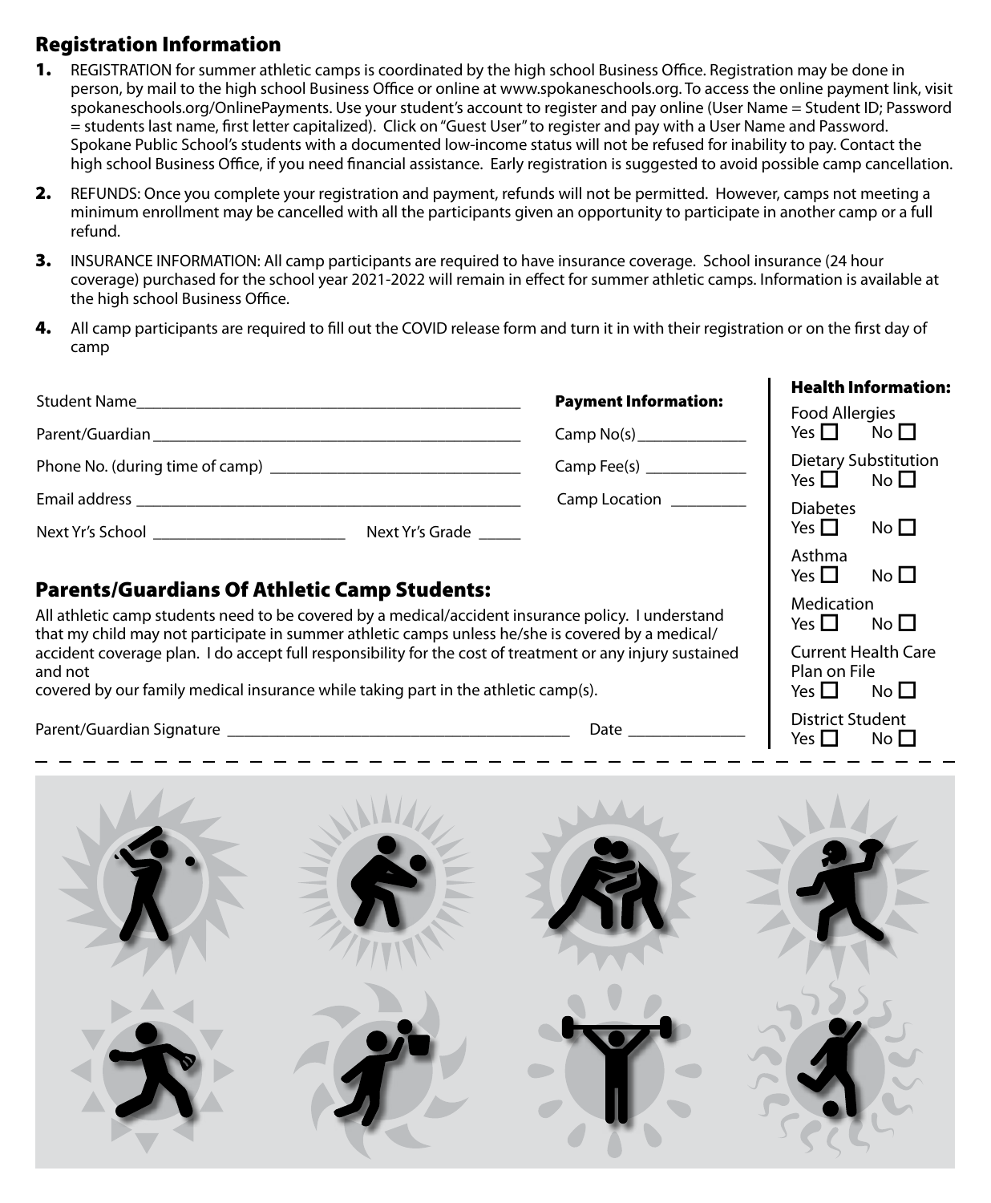## Registration Information

1. REGISTRATION for summer athletic camps is coordinated by the high school Business Office. Registration may be done in person, by mail to the high school Business Office or online at www.spokaneschools.org. To access the online payment link, visit spokaneschools.org/OnlinePayments. Use your student's account to register and pay online (User Name = Student ID; Password = students last name, first letter capitalized). Click on "Guest User" to register and pay with a User Name and Password. Spokane Public School's students with a documented low-income status will not be refused for inability to pay. Contact the high school Business Office, if you need financial assistance. Early registration is suggested to avoid possible camp cancellation.
2. REFUNDS: Once you complete your registration and payment, refunds will not be permitted. However, camps not meeting a minimum enrollment may be cancelled with all the participants given an opportunity to participate in another camp or a full refund.
3. INSURANCE INFORMATION: All camp participants are required to have insurance coverage. School insurance (24 hour coverage) purchased for the school year 2021-2022 will remain in effect for summer athletic camps. Information is available at the high school Business Office.
4. All camp participants are required to fill out the COVID release form and turn it in with their registration or on the first day of camp

Student Name_______________________________________________

Parent/Guardian_____________________________________________

Phone No. (during time of camp) _______________________________

Email address ______________________________________________

Next Yr's School ______________________ Next Yr's Grade _____

**Payment Information:**

Camp No(s)_____________

Camp Fee(s) ____________

Camp Location _________

**Health Information:**

Food Allergies
Yes ☐ No ☐

Dietary Substitution
Yes ☐ No ☐

Diabetes
Yes ☐ No ☐

Asthma
Yes ☐ No ☐

Medication
Yes ☐ No ☐

Current Health Care Plan on File
Yes ☐ No ☐

District Student
Yes ☐ No ☐

## Parents/Guardians Of Athletic Camp Students:

All athletic camp students need to be covered by a medical/accident insurance policy. I understand that my child may not participate in summer athletic camps unless he/she is covered by a medical/accident coverage plan. I do accept full responsibility for the cost of treatment or any injury sustained and not covered by our family medical insurance while taking part in the athletic camp(s).

Parent/Guardian Signature ________________________________________ Date _____________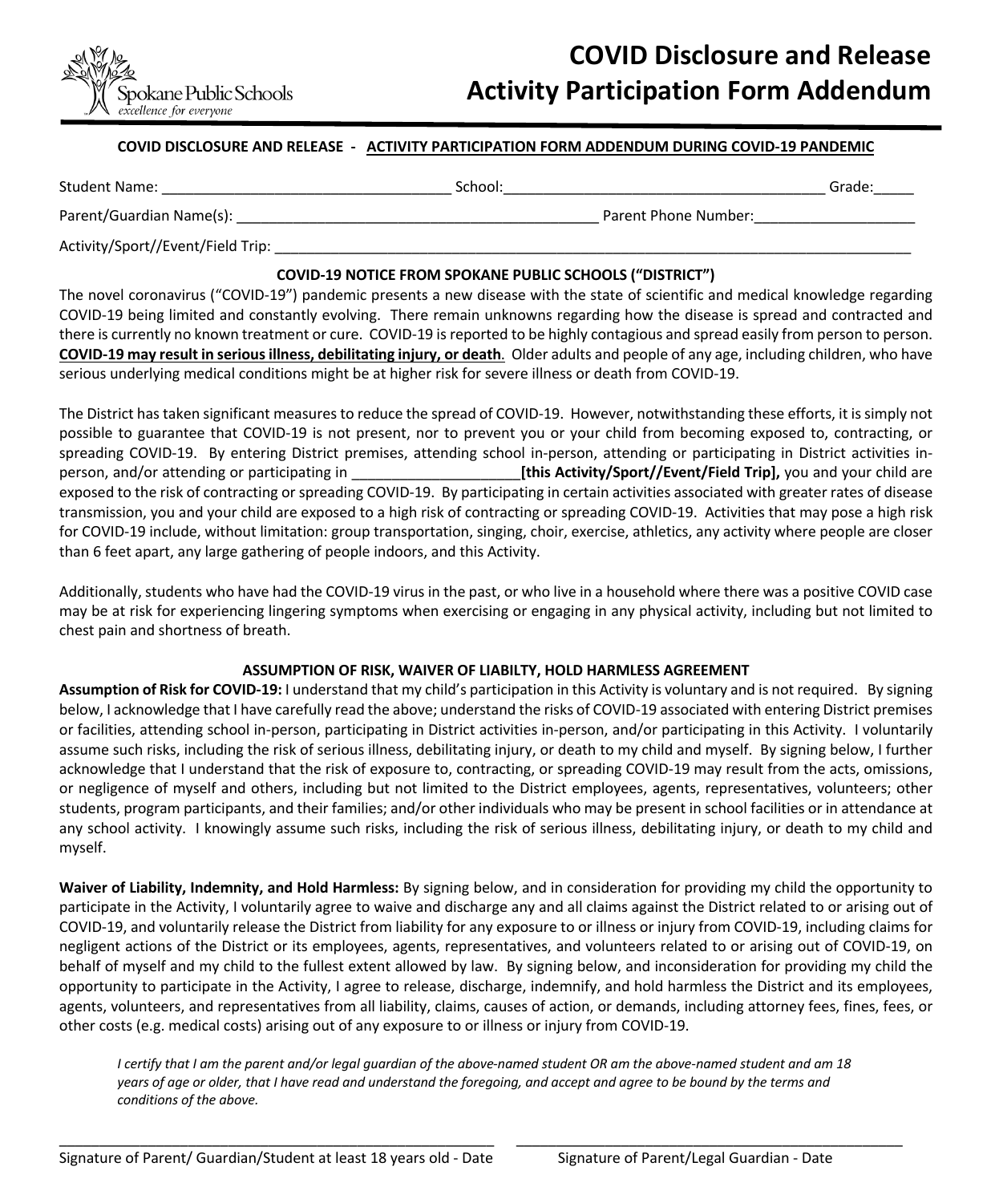Spokane Public Schools
*excellence for everyone*

# COVID Disclosure and Release Activity Participation Form Addendum

**COVID DISCLOSURE AND RELEASE - ACTIVITY PARTICIPATION FORM ADDENDUM DURING COVID-19 PANDEMIC**

Student Name: ___________________________________ School:_______________________________________ Grade:_____

Parent/Guardian Name(s): ____________________________________________ Parent Phone Number:____________________

Activity/Sport//Event/Field Trip: ________________________________________________________________________________

**COVID-19 NOTICE FROM SPOKANE PUBLIC SCHOOLS ("DISTRICT")**

The novel coronavirus ("COVID-19") pandemic presents a new disease with the state of scientific and medical knowledge regarding COVID-19 being limited and constantly evolving. There remain unknowns regarding how the disease is spread and contracted and there is currently no known treatment or cure. COVID-19 is reported to be highly contagious and spread easily from person to person. **COVID-19 may result in serious illness, debilitating injury, or death**. Older adults and people of any age, including children, who have serious underlying medical conditions might be at higher risk for severe illness or death from COVID-19.

The District has taken significant measures to reduce the spread of COVID-19. However, notwithstanding these efforts, it is simply not possible to guarantee that COVID-19 is not present, nor to prevent you or your child from becoming exposed to, contracting, or spreading COVID-19. By entering District premises, attending school in-person, attending or participating in District activities in-person, and/or attending or participating in _____________________**[this Activity/Sport//Event/Field Trip],** you and your child are exposed to the risk of contracting or spreading COVID-19. By participating in certain activities associated with greater rates of disease transmission, you and your child are exposed to a high risk of contracting or spreading COVID-19. Activities that may pose a high risk for COVID-19 include, without limitation: group transportation, singing, choir, exercise, athletics, any activity where people are closer than 6 feet apart, any large gathering of people indoors, and this Activity.

Additionally, students who have had the COVID-19 virus in the past, or who live in a household where there was a positive COVID case may be at risk for experiencing lingering symptoms when exercising or engaging in any physical activity, including but not limited to chest pain and shortness of breath.

**ASSUMPTION OF RISK, WAIVER OF LIABILTY, HOLD HARMLESS AGREEMENT**

**Assumption of Risk for COVID-19:** I understand that my child's participation in this Activity is voluntary and is not required. By signing below, I acknowledge that I have carefully read the above; understand the risks of COVID-19 associated with entering District premises or facilities, attending school in-person, participating in District activities in-person, and/or participating in this Activity. I voluntarily assume such risks, including the risk of serious illness, debilitating injury, or death to my child and myself. By signing below, I further acknowledge that I understand that the risk of exposure to, contracting, or spreading COVID-19 may result from the acts, omissions, or negligence of myself and others, including but not limited to the District employees, agents, representatives, volunteers; other students, program participants, and their families; and/or other individuals who may be present in school facilities or in attendance at any school activity. I knowingly assume such risks, including the risk of serious illness, debilitating injury, or death to my child and myself.

**Waiver of Liability, Indemnity, and Hold Harmless:** By signing below, and in consideration for providing my child the opportunity to participate in the Activity, I voluntarily agree to waive and discharge any and all claims against the District related to or arising out of COVID-19, and voluntarily release the District from liability for any exposure to or illness or injury from COVID-19, including claims for negligent actions of the District or its employees, agents, representatives, and volunteers related to or arising out of COVID-19, on behalf of myself and my child to the fullest extent allowed by law. By signing below, and inconsideration for providing my child the opportunity to participate in the Activity, I agree to release, discharge, indemnify, and hold harmless the District and its employees, agents, volunteers, and representatives from all liability, claims, causes of action, or demands, including attorney fees, fines, fees, or other costs (e.g. medical costs) arising out of any exposure to or illness or injury from COVID-19.

*I certify that I am the parent and/or legal guardian of the above-named student OR am the above-named student and am 18 years of age or older, that I have read and understand the foregoing, and accept and agree to be bound by the terms and conditions of the above.*

_____________________________________________ _____________________________________________

Signature of Parent/ Guardian/Student at least 18 years old - Date Signature of Parent/Legal Guardian - Date